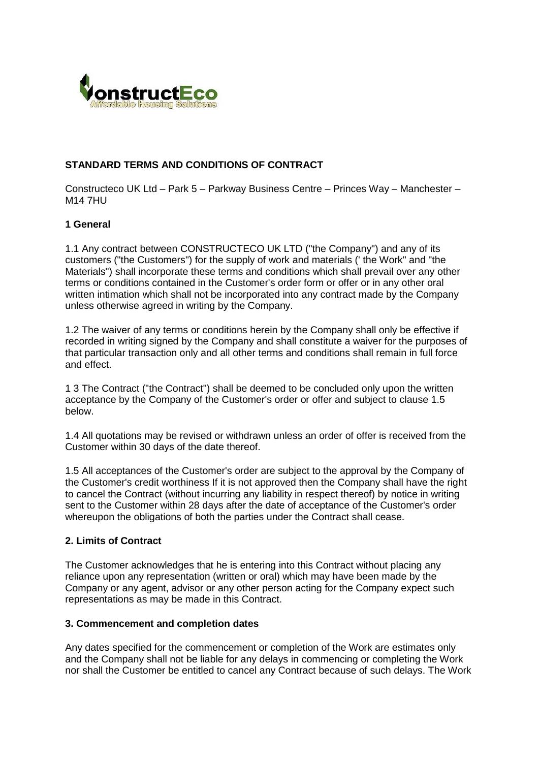**STANDARD TERMS AND CONDITIONS OF CONTRACT**

Constructeco UK Ltd – Park 5 – Parkway Business Centre – Princes Way – Manchester – M14 7HU

**1 General**

1.1 Any contract between CONSTRUCTECO UK LTD ("the Company") and any of its customers ("the Customers") for the supply of work and materials (' the Work" and "the Materials") shall incorporate these terms and conditions which shall prevail over any other terms or conditions contained in the Customer's order form or offer or in any other oral written intimation which shall not be incorporated into any contract made by the Company unless otherwise agreed in writing by the Company.

1.2 The waiver of any terms or conditions herein by the Company shall only be effective if recorded in writing signed by the Company and shall constitute a waiver for the purposes of that particular transaction only and all other terms and conditions shall remain in full force and effect.

1 3 The Contract ("the Contract") shall be deemed to be concluded only upon the written acceptance by the Company of the Customer's order or offer and subject to clause 1.5 below.

1.4 All quotations may be revised or withdrawn unless an order of offer is received from the Customer within 30 days of the date thereof.

1.5 All acceptances of the Customer's order are subject to the approval by the Company of the Customer's credit worthiness If it is not approved then the Company shall have the right to cancel the Contract (without incurring any liability in respect thereof) by notice in writing sent to the Customer within 28 days after the date of acceptance of the Customer's order whereupon the obligations of both the parties under the Contract shall cease.

**2. Limits of Contract**

The Customer acknowledges that he is entering into this Contract without placing any reliance upon any representation (written or oral) which may have been made by the Company or any agent, advisor or any other person acting for the Company expect such representations as may be made in this Contract.

**3. Commencement and completion dates**

Any dates specified for the commencement or completion of the Work are estimates only and the Company shall not be liable for any delays in commencing or completing the Work nor shall the Customer be entitled to cancel any Contract because of such delays. The Work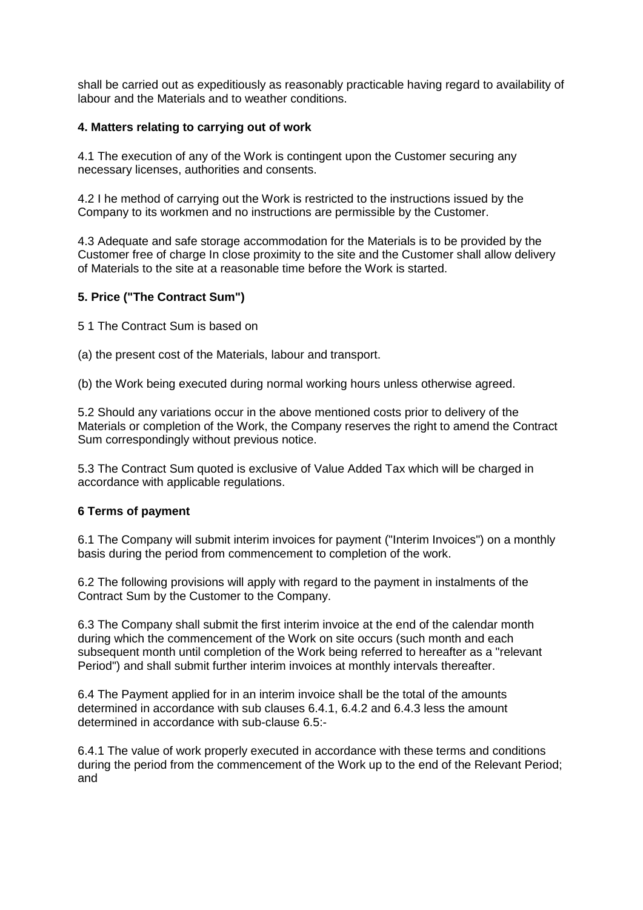shall be carried out as expeditiously as reasonably practicable having regard to availability of labour and the Materials and to weather conditions.

**4. Matters relating to carrying out of work**

4.1 The execution of any of the Work is contingent upon the Customer securing any necessary licenses, authorities and consents.

4.2 I he method of carrying out the Work is restricted to the instructions issued by the Company to its workmen and no instructions are permissible by the Customer.

4.3 Adequate and safe storage accommodation for the Materials is to be provided by the Customer free of charge In close proximity to the site and the Customer shall allow delivery of Materials to the site at a reasonable time before the Work is started.

**5. Price ("The Contract Sum")**

5 1 The Contract Sum is based on

(a) the present cost of the Materials, labour and transport.

(b) the Work being executed during normal working hours unless otherwise agreed.

5.2 Should any variations occur in the above mentioned costs prior to delivery of the Materials or completion of the Work, the Company reserves the right to amend the Contract Sum correspondingly without previous notice.

5.3 The Contract Sum quoted is exclusive of Value Added Tax which will be charged in accordance with applicable regulations.

**6 Terms of payment**

6.1 The Company will submit interim invoices for payment ("Interim Invoices") on a monthly basis during the period from commencement to completion of the work.

6.2 The following provisions will apply with regard to the payment in instalments of the Contract Sum by the Customer to the Company.

6.3 The Company shall submit the first interim invoice at the end of the calendar month during which the commencement of the Work on site occurs (such month and each subsequent month until completion of the Work being referred to hereafter as a "relevant Period") and shall submit further interim invoices at monthly intervals thereafter.

6.4 The Payment applied for in an interim invoice shall be the total of the amounts determined in accordance with sub clauses 6.4.1, 6.4.2 and 6.4.3 less the amount determined in accordance with sub-clause 6.5:-

6.4.1 The value of work properly executed in accordance with these terms and conditions during the period from the commencement of the Work up to the end of the Relevant Period; and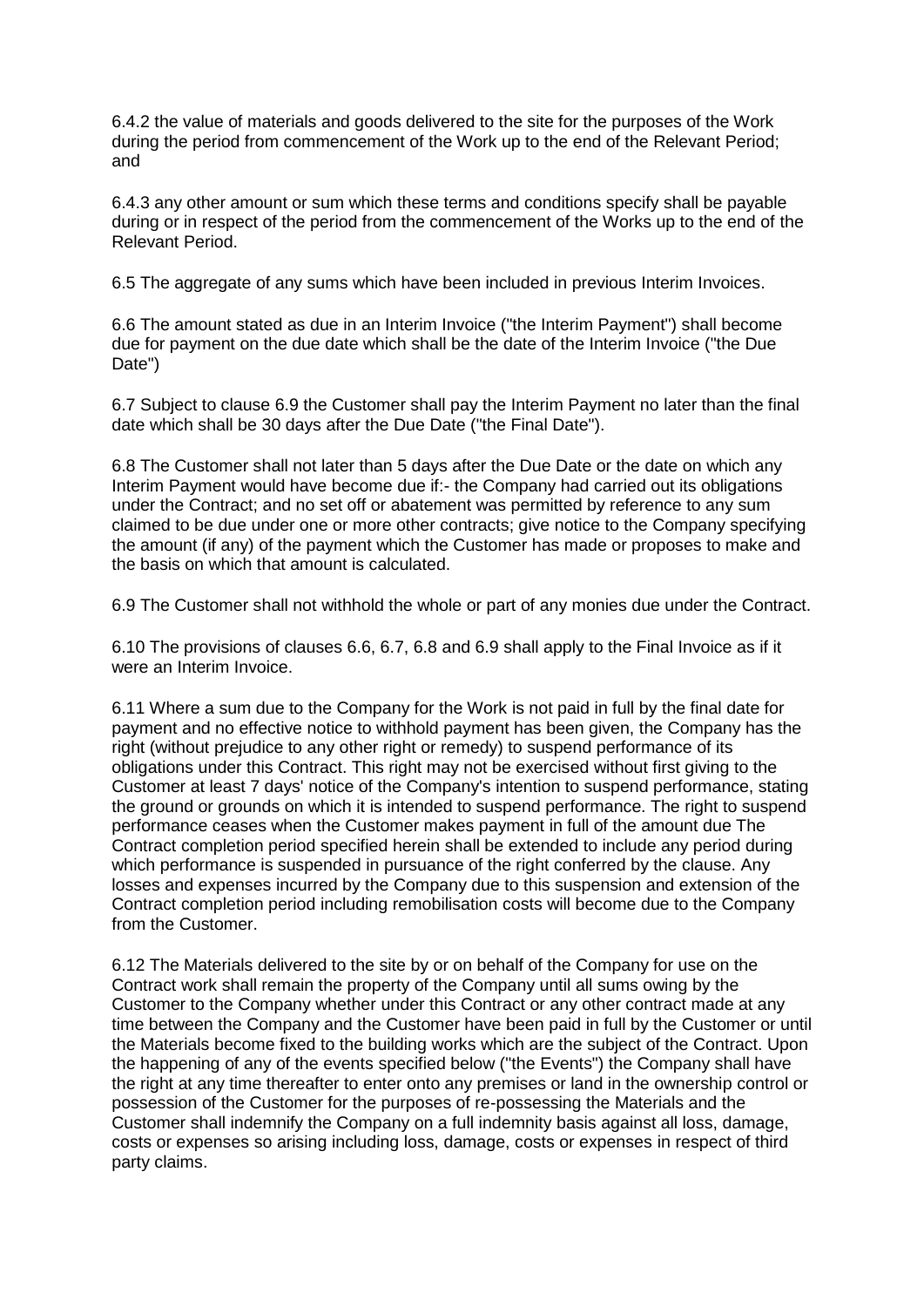6.4.2 the value of materials and goods delivered to the site for the purposes of the Work during the period from commencement of the Work up to the end of the Relevant Period; and

6.4.3 any other amount or sum which these terms and conditions specify shall be payable during or in respect of the period from the commencement of the Works up to the end of the Relevant Period.

6.5 The aggregate of any sums which have been included in previous Interim Invoices.

6.6 The amount stated as due in an Interim Invoice ("the Interim Payment") shall become due for payment on the due date which shall be the date of the Interim Invoice ("the Due Date")

6.7 Subject to clause 6.9 the Customer shall pay the Interim Payment no later than the final date which shall be 30 days after the Due Date ("the Final Date").

6.8 The Customer shall not later than 5 days after the Due Date or the date on which any Interim Payment would have become due if:- the Company had carried out its obligations under the Contract; and no set off or abatement was permitted by reference to any sum claimed to be due under one or more other contracts; give notice to the Company specifying the amount (if any) of the payment which the Customer has made or proposes to make and the basis on which that amount is calculated.

6.9 The Customer shall not withhold the whole or part of any monies due under the Contract.

6.10 The provisions of clauses 6.6, 6.7, 6.8 and 6.9 shall apply to the Final Invoice as if it were an Interim Invoice.

6.11 Where a sum due to the Company for the Work is not paid in full by the final date for payment and no effective notice to withhold payment has been given, the Company has the right (without prejudice to any other right or remedy) to suspend performance of its obligations under this Contract. This right may not be exercised without first giving to the Customer at least 7 days' notice of the Company's intention to suspend performance, stating the ground or grounds on which it is intended to suspend performance. The right to suspend performance ceases when the Customer makes payment in full of the amount due The Contract completion period specified herein shall be extended to include any period during which performance is suspended in pursuance of the right conferred by the clause. Any losses and expenses incurred by the Company due to this suspension and extension of the Contract completion period including remobilisation costs will become due to the Company from the Customer.

6.12 The Materials delivered to the site by or on behalf of the Company for use on the Contract work shall remain the property of the Company until all sums owing by the Customer to the Company whether under this Contract or any other contract made at any time between the Company and the Customer have been paid in full by the Customer or until the Materials become fixed to the building works which are the subject of the Contract. Upon the happening of any of the events specified below ("the Events") the Company shall have the right at any time thereafter to enter onto any premises or land in the ownership control or possession of the Customer for the purposes of re-possessing the Materials and the Customer shall indemnify the Company on a full indemnity basis against all loss, damage, costs or expenses so arising including loss, damage, costs or expenses in respect of third party claims.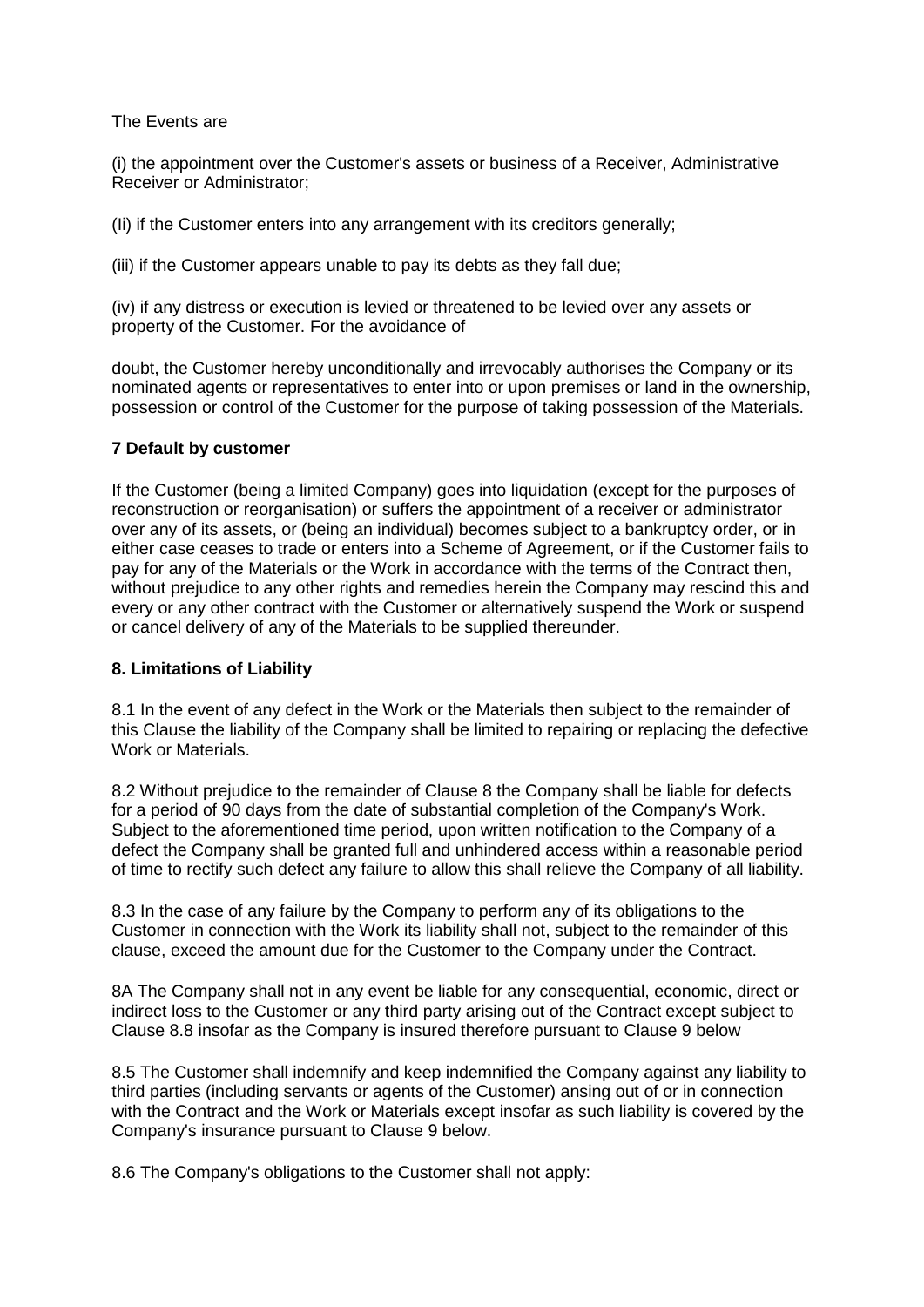The Events are

(i) the appointment over the Customer's assets or business of a Receiver, Administrative Receiver or Administrator;

(Ii) if the Customer enters into any arrangement with its creditors generally;

(iii) if the Customer appears unable to pay its debts as they fall due;

(iv) if any distress or execution is levied or threatened to be levied over any assets or property of the Customer. For the avoidance of

doubt, the Customer hereby unconditionally and irrevocably authorises the Company or its nominated agents or representatives to enter into or upon premises or land in the ownership, possession or control of the Customer for the purpose of taking possession of the Materials.

### 7 Default by customer

If the Customer (being a limited Company) goes into liquidation (except for the purposes of reconstruction or reorganisation) or suffers the appointment of a receiver or administrator over any of its assets, or (being an individual) becomes subject to a bankruptcy order, or in either case ceases to trade or enters into a Scheme of Agreement, or if the Customer fails to pay for any of the Materials or the Work in accordance with the terms of the Contract then, without prejudice to any other rights and remedies herein the Company may rescind this and every or any other contract with the Customer or alternatively suspend the Work or suspend or cancel delivery of any of the Materials to be supplied thereunder.

### 8. Limitations of Liability

8.1 In the event of any defect in the Work or the Materials then subject to the remainder of this Clause the liability of the Company shall be limited to repairing or replacing the defective Work or Materials.

8.2 Without prejudice to the remainder of Clause 8 the Company shall be liable for defects for a period of 90 days from the date of substantial completion of the Company's Work. Subject to the aforementioned time period, upon written notification to the Company of a defect the Company shall be granted full and unhindered access within a reasonable period of time to rectify such defect any failure to allow this shall relieve the Company of all liability.

8.3 In the case of any failure by the Company to perform any of its obligations to the Customer in connection with the Work its liability shall not, subject to the remainder of this clause, exceed the amount due for the Customer to the Company under the Contract.

8A The Company shall not in any event be liable for any consequential, economic, direct or indirect loss to the Customer or any third party arising out of the Contract except subject to Clause 8.8 insofar as the Company is insured therefore pursuant to Clause 9 below

8.5 The Customer shall indemnify and keep indemnified the Company against any liability to third parties (including servants or agents of the Customer) ansing out of or in connection with the Contract and the Work or Materials except insofar as such liability is covered by the Company's insurance pursuant to Clause 9 below.

8.6 The Company's obligations to the Customer shall not apply: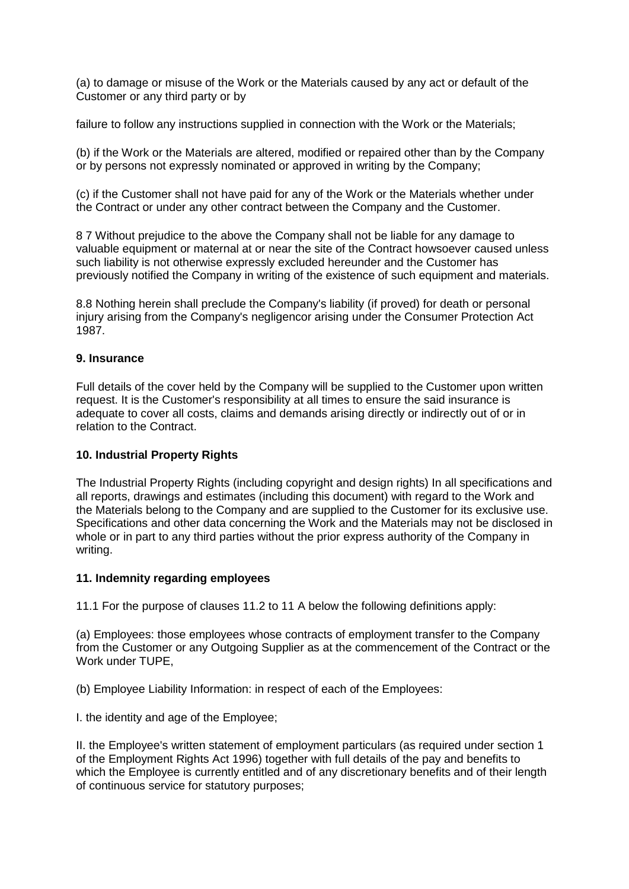(a) to damage or misuse of the Work or the Materials caused by any act or default of the Customer or any third party or by

failure to follow any instructions supplied in connection with the Work or the Materials;

(b) if the Work or the Materials are altered, modified or repaired other than by the Company or by persons not expressly nominated or approved in writing by the Company;

(c) if the Customer shall not have paid for any of the Work or the Materials whether under the Contract or under any other contract between the Company and the Customer.

8 7 Without prejudice to the above the Company shall not be liable for any damage to valuable equipment or maternal at or near the site of the Contract howsoever caused unless such liability is not otherwise expressly excluded hereunder and the Customer has previously notified the Company in writing of the existence of such equipment and materials.

8.8 Nothing herein shall preclude the Company's liability (if proved) for death or personal injury arising from the Company's negligencor arising under the Consumer Protection Act 1987.

**9. Insurance**

Full details of the cover held by the Company will be supplied to the Customer upon written request. It is the Customer's responsibility at all times to ensure the said insurance is adequate to cover all costs, claims and demands arising directly or indirectly out of or in relation to the Contract.

**10. Industrial Property Rights**

The Industrial Property Rights (including copyright and design rights) In all specifications and all reports, drawings and estimates (including this document) with regard to the Work and the Materials belong to the Company and are supplied to the Customer for its exclusive use. Specifications and other data concerning the Work and the Materials may not be disclosed in whole or in part to any third parties without the prior express authority of the Company in writing.

**11. Indemnity regarding employees**

11.1 For the purpose of clauses 11.2 to 11 A below the following definitions apply:

(a) Employees: those employees whose contracts of employment transfer to the Company from the Customer or any Outgoing Supplier as at the commencement of the Contract or the Work under TUPE,

(b) Employee Liability Information: in respect of each of the Employees:

I. the identity and age of the Employee;

II. the Employee's written statement of employment particulars (as required under section 1 of the Employment Rights Act 1996) together with full details of the pay and benefits to which the Employee is currently entitled and of any discretionary benefits and of their length of continuous service for statutory purposes;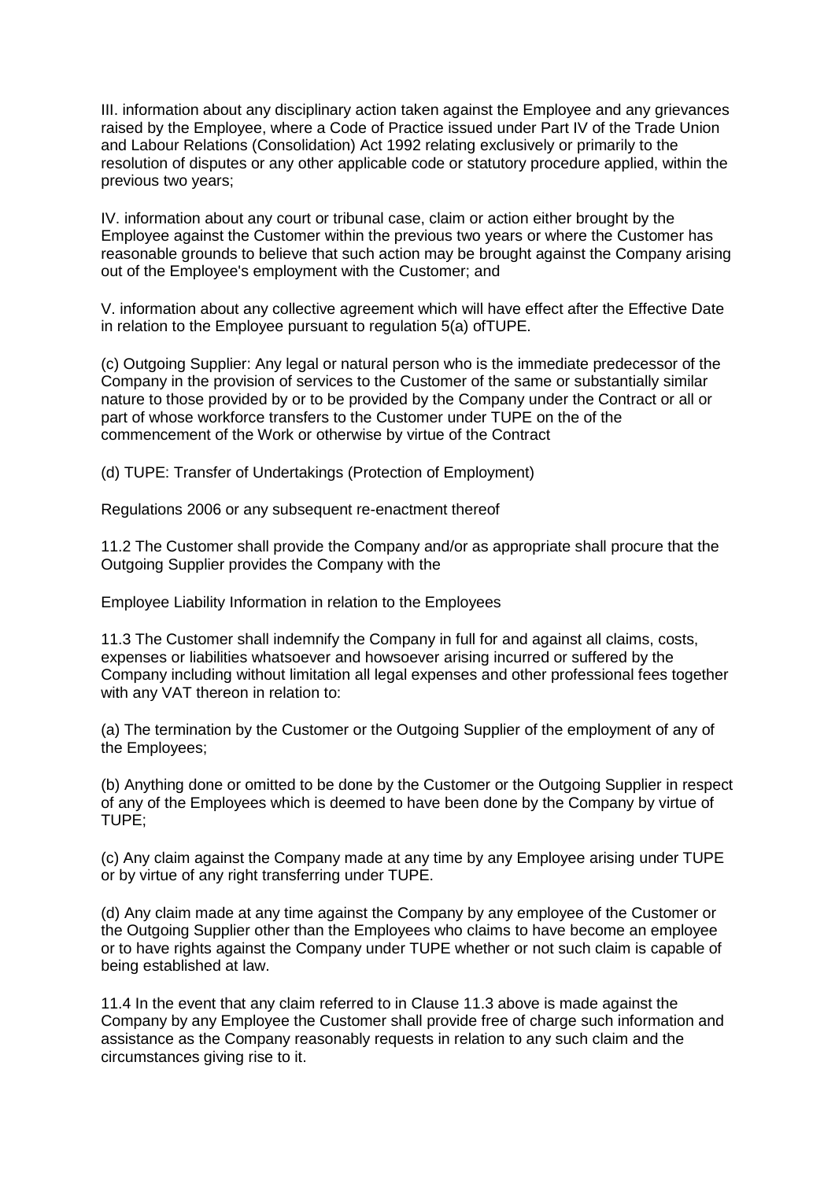III. information about any disciplinary action taken against the Employee and any grievances raised by the Employee, where a Code of Practice issued under Part IV of the Trade Union and Labour Relations (Consolidation) Act 1992 relating exclusively or primarily to the resolution of disputes or any other applicable code or statutory procedure applied, within the previous two years;

IV. information about any court or tribunal case, claim or action either brought by the Employee against the Customer within the previous two years or where the Customer has reasonable grounds to believe that such action may be brought against the Company arising out of the Employee's employment with the Customer; and

V. information about any collective agreement which will have effect after the Effective Date in relation to the Employee pursuant to regulation 5(a) ofTUPE.

(c) Outgoing Supplier: Any legal or natural person who is the immediate predecessor of the Company in the provision of services to the Customer of the same or substantially similar nature to those provided by or to be provided by the Company under the Contract or all or part of whose workforce transfers to the Customer under TUPE on the of the commencement of the Work or otherwise by virtue of the Contract

(d) TUPE: Transfer of Undertakings (Protection of Employment)

Regulations 2006 or any subsequent re-enactment thereof

11.2 The Customer shall provide the Company and/or as appropriate shall procure that the Outgoing Supplier provides the Company with the

Employee Liability Information in relation to the Employees

11.3 The Customer shall indemnify the Company in full for and against all claims, costs, expenses or liabilities whatsoever and howsoever arising incurred or suffered by the Company including without limitation all legal expenses and other professional fees together with any VAT thereon in relation to:

(a) The termination by the Customer or the Outgoing Supplier of the employment of any of the Employees;

(b) Anything done or omitted to be done by the Customer or the Outgoing Supplier in respect of any of the Employees which is deemed to have been done by the Company by virtue of TUPE;

(c) Any claim against the Company made at any time by any Employee arising under TUPE or by virtue of any right transferring under TUPE.

(d) Any claim made at any time against the Company by any employee of the Customer or the Outgoing Supplier other than the Employees who claims to have become an employee or to have rights against the Company under TUPE whether or not such claim is capable of being established at law.

11.4 In the event that any claim referred to in Clause 11.3 above is made against the Company by any Employee the Customer shall provide free of charge such information and assistance as the Company reasonably requests in relation to any such claim and the circumstances giving rise to it.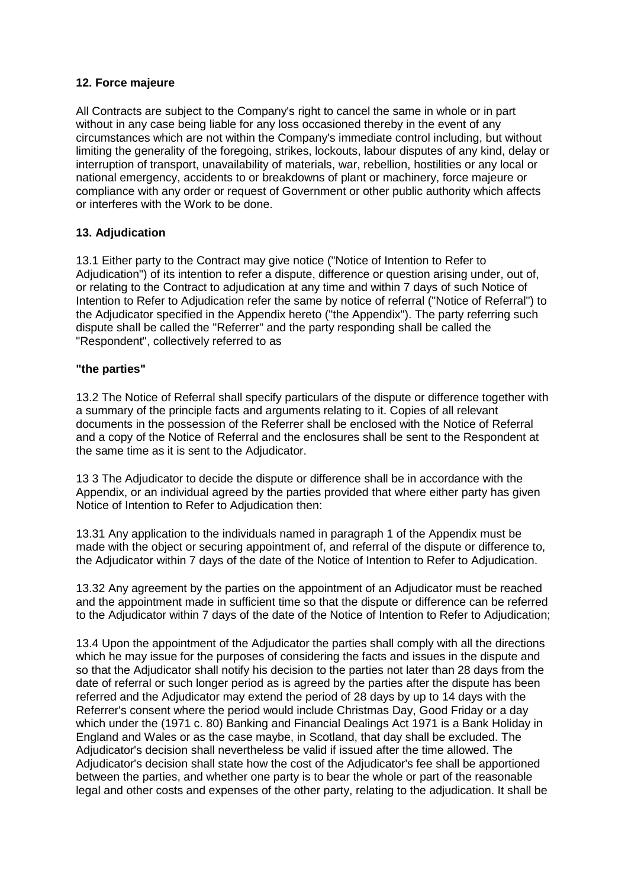### 12. Force majeure

All Contracts are subject to the Company's right to cancel the same in whole or in part without in any case being liable for any loss occasioned thereby in the event of any circumstances which are not within the Company's immediate control including, but without limiting the generality of the foregoing, strikes, lockouts, labour disputes of any kind, delay or interruption of transport, unavailability of materials, war, rebellion, hostilities or any local or national emergency, accidents to or breakdowns of plant or machinery, force majeure or compliance with any order or request of Government or other public authority which affects or interferes with the Work to be done.

### 13. Adjudication

13.1 Either party to the Contract may give notice ("Notice of Intention to Refer to Adjudication") of its intention to refer a dispute, difference or question arising under, out of, or relating to the Contract to adjudication at any time and within 7 days of such Notice of Intention to Refer to Adjudication refer the same by notice of referral ("Notice of Referral") to the Adjudicator specified in the Appendix hereto ("the Appendix"). The party referring such dispute shall be called the "Referrer" and the party responding shall be called the "Respondent", collectively referred to as

**"the parties"**

13.2 The Notice of Referral shall specify particulars of the dispute or difference together with a summary of the principle facts and arguments relating to it. Copies of all relevant documents in the possession of the Referrer shall be enclosed with the Notice of Referral and a copy of the Notice of Referral and the enclosures shall be sent to the Respondent at the same time as it is sent to the Adjudicator.

13 3 The Adjudicator to decide the dispute or difference shall be in accordance with the Appendix, or an individual agreed by the parties provided that where either party has given Notice of Intention to Refer to Adjudication then:

13.31 Any application to the individuals named in paragraph 1 of the Appendix must be made with the object or securing appointment of, and referral of the dispute or difference to, the Adjudicator within 7 days of the date of the Notice of Intention to Refer to Adjudication.

13.32 Any agreement by the parties on the appointment of an Adjudicator must be reached and the appointment made in sufficient time so that the dispute or difference can be referred to the Adjudicator within 7 days of the date of the Notice of Intention to Refer to Adjudication;

13.4 Upon the appointment of the Adjudicator the parties shall comply with all the directions which he may issue for the purposes of considering the facts and issues in the dispute and so that the Adjudicator shall notify his decision to the parties not later than 28 days from the date of referral or such longer period as is agreed by the parties after the dispute has been referred and the Adjudicator may extend the period of 28 days by up to 14 days with the Referrer's consent where the period would include Christmas Day, Good Friday or a day which under the (1971 c. 80) Banking and Financial Dealings Act 1971 is a Bank Holiday in England and Wales or as the case maybe, in Scotland, that day shall be excluded. The Adjudicator's decision shall nevertheless be valid if issued after the time allowed. The Adjudicator's decision shall state how the cost of the Adjudicator's fee shall be apportioned between the parties, and whether one party is to bear the whole or part of the reasonable legal and other costs and expenses of the other party, relating to the adjudication. It shall be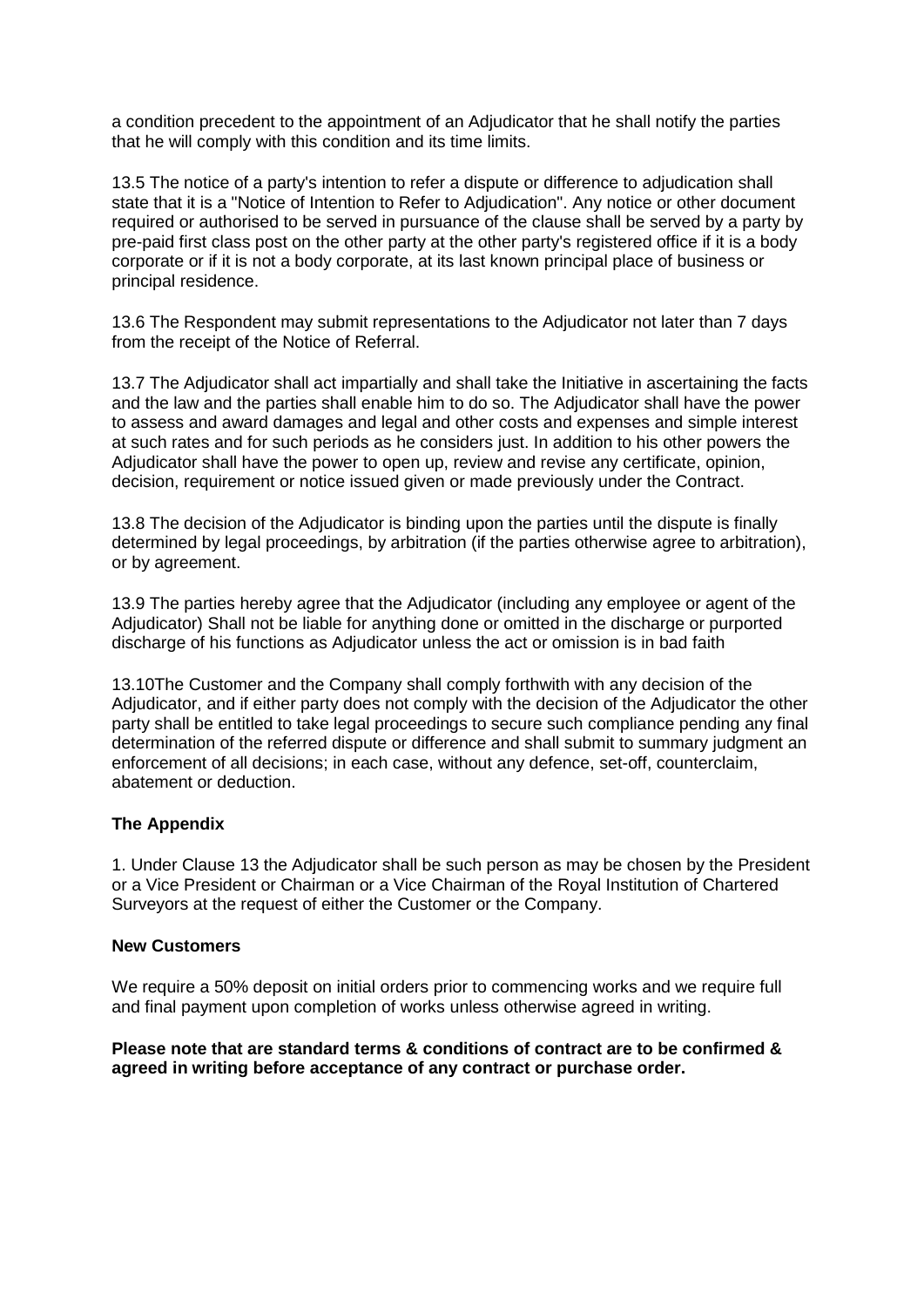a condition precedent to the appointment of an Adjudicator that he shall notify the parties that he will comply with this condition and its time limits.

13.5 The notice of a party's intention to refer a dispute or difference to adjudication shall state that it is a "Notice of Intention to Refer to Adjudication". Any notice or other document required or authorised to be served in pursuance of the clause shall be served by a party by pre-paid first class post on the other party at the other party's registered office if it is a body corporate or if it is not a body corporate, at its last known principal place of business or principal residence.

13.6 The Respondent may submit representations to the Adjudicator not later than 7 days from the receipt of the Notice of Referral.

13.7 The Adjudicator shall act impartially and shall take the Initiative in ascertaining the facts and the law and the parties shall enable him to do so. The Adjudicator shall have the power to assess and award damages and legal and other costs and expenses and simple interest at such rates and for such periods as he considers just. In addition to his other powers the Adjudicator shall have the power to open up, review and revise any certificate, opinion, decision, requirement or notice issued given or made previously under the Contract.

13.8 The decision of the Adjudicator is binding upon the parties until the dispute is finally determined by legal proceedings, by arbitration (if the parties otherwise agree to arbitration), or by agreement.

13.9 The parties hereby agree that the Adjudicator (including any employee or agent of the Adjudicator) Shall not be liable for anything done or omitted in the discharge or purported discharge of his functions as Adjudicator unless the act or omission is in bad faith

13.10The Customer and the Company shall comply forthwith with any decision of the Adjudicator, and if either party does not comply with the decision of the Adjudicator the other party shall be entitled to take legal proceedings to secure such compliance pending any final determination of the referred dispute or difference and shall submit to summary judgment an enforcement of all decisions; in each case, without any defence, set-off, counterclaim, abatement or deduction.

**The Appendix**

1. Under Clause 13 the Adjudicator shall be such person as may be chosen by the President or a Vice President or Chairman or a Vice Chairman of the Royal Institution of Chartered Surveyors at the request of either the Customer or the Company.

**New Customers**

We require a 50% deposit on initial orders prior to commencing works and we require full and final payment upon completion of works unless otherwise agreed in writing.

**Please note that are standard terms & conditions of contract are to be confirmed & agreed in writing before acceptance of any contract or purchase order.**